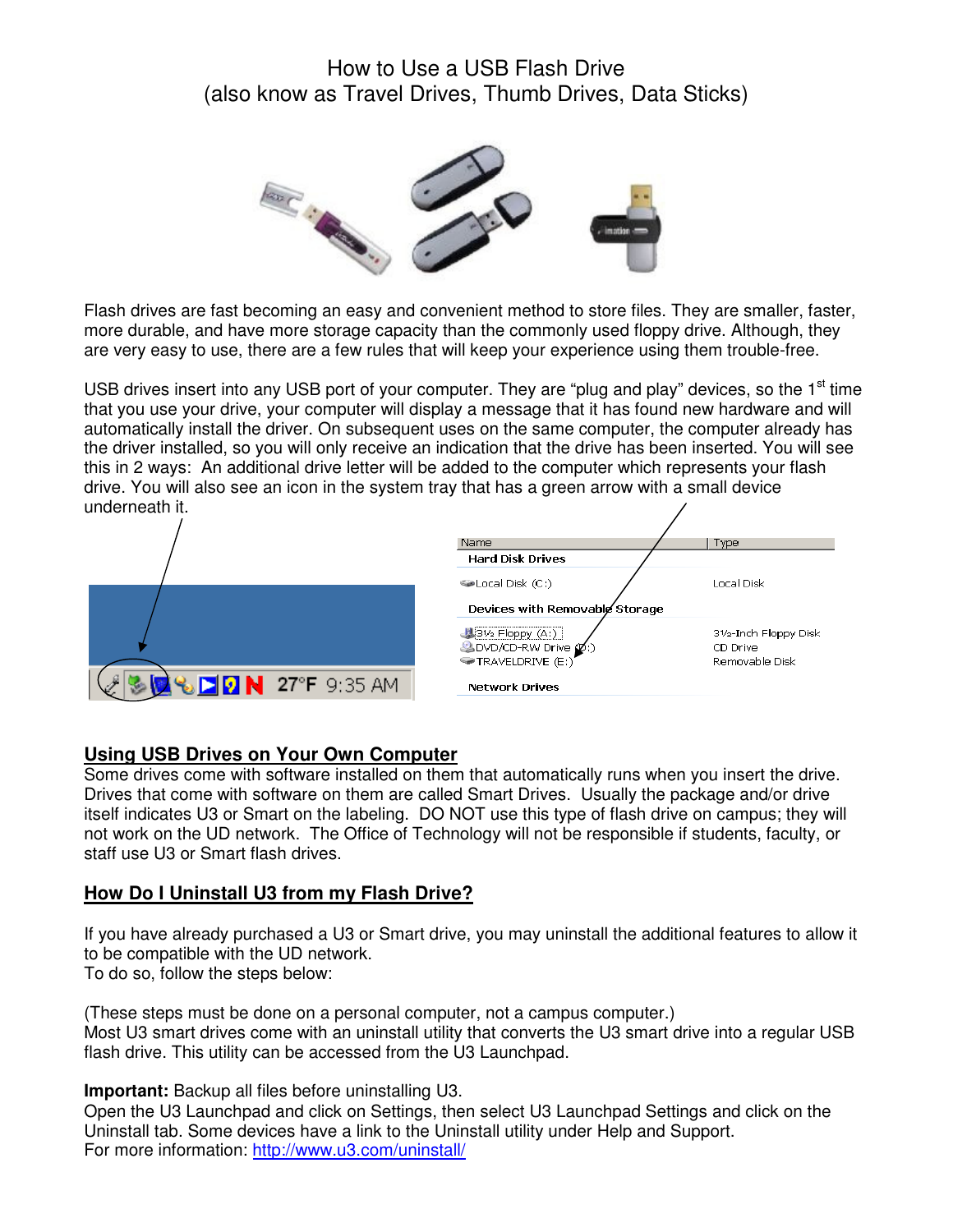# How to Use a USB Flash Drive
## (also know as Travel Drives, Thumb Drives, Data Sticks)

Flash drives are fast becoming an easy and convenient method to store files. They are smaller, faster, more durable, and have more storage capacity than the commonly used floppy drive. Although, they are very easy to use, there are a few rules that will keep your experience using them trouble-free.

USB drives insert into any USB port of your computer. They are "plug and play" devices, so the 1st time that you use your drive, your computer will display a message that it has found new hardware and will automatically install the driver. On subsequent uses on the same computer, the computer already has the driver installed, so you will only receive an indication that the drive has been inserted. You will see this in 2 ways: An additional drive letter will be added to the computer which represents your flash drive. You will also see an icon in the system tray that has a green arrow with a small device underneath it.

## Using USB Drives on Your Own Computer

Some drives come with software installed on them that automatically runs when you insert the drive. Drives that come with software on them are called Smart Drives. Usually the package and/or drive itself indicates U3 or Smart on the labeling. DO NOT use this type of flash drive on campus; they will not work on the UD network. The Office of Technology will not be responsible if students, faculty, or staff use U3 or Smart flash drives.

## How Do I Uninstall U3 from my Flash Drive?

If you have already purchased a U3 or Smart drive, you may uninstall the additional features to allow it to be compatible with the UD network.
To do so, follow the steps below:

(These steps must be done on a personal computer, not a campus computer.)
Most U3 smart drives come with an uninstall utility that converts the U3 smart drive into a regular USB flash drive. This utility can be accessed from the U3 Launchpad.

**Important:** Backup all files before uninstalling U3.
Open the U3 Launchpad and click on Settings, then select U3 Launchpad Settings and click on the Uninstall tab. Some devices have a link to the Uninstall utility under Help and Support.
For more information: http://www.u3.com/uninstall/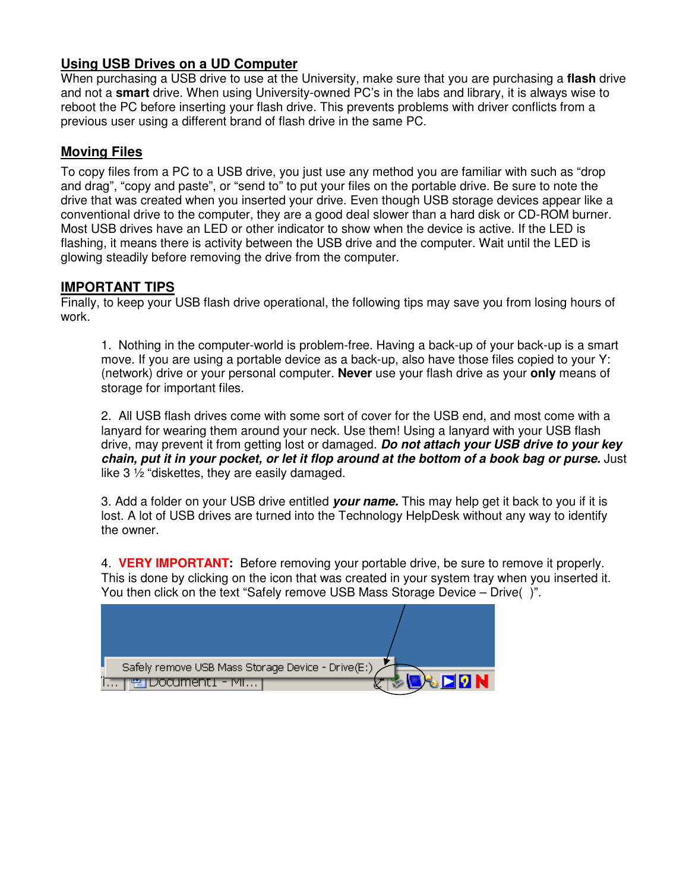## Using USB Drives on a UD Computer

When purchasing a USB drive to use at the University, make sure that you are purchasing a **flash** drive and not a **smart** drive. When using University-owned PC's in the labs and library, it is always wise to reboot the PC before inserting your flash drive. This prevents problems with driver conflicts from a previous user using a different brand of flash drive in the same PC.

## Moving Files

To copy files from a PC to a USB drive, you just use any method you are familiar with such as "drop and drag", "copy and paste", or "send to" to put your files on the portable drive. Be sure to note the drive that was created when you inserted your drive. Even though USB storage devices appear like a conventional drive to the computer, they are a good deal slower than a hard disk or CD-ROM burner. Most USB drives have an LED or other indicator to show when the device is active. If the LED is flashing, it means there is activity between the USB drive and the computer. Wait until the LED is glowing steadily before removing the drive from the computer.

## IMPORTANT TIPS

Finally, to keep your USB flash drive operational, the following tips may save you from losing hours of work.

1. Nothing in the computer-world is problem-free. Having a back-up of your back-up is a smart move. If you are using a portable device as a back-up, also have those files copied to your Y: (network) drive or your personal computer. **Never** use your flash drive as your **only** means of storage for important files.

2. All USB flash drives come with some sort of cover for the USB end, and most come with a lanyard for wearing them around your neck. Use them! Using a lanyard with your USB flash drive, may prevent it from getting lost or damaged. ***Do not attach your USB drive to your key chain, put it in your pocket, or let it flop around at the bottom of a book bag or purse.*** Just like 3 ½ "diskettes, they are easily damaged.

3. Add a folder on your USB drive entitled ***your name.*** This may help get it back to you if it is lost. A lot of USB drives are turned into the Technology HelpDesk without any way to identify the owner.

4. **VERY IMPORTANT:** Before removing your portable drive, be sure to remove it properly. This is done by clicking on the icon that was created in your system tray when you inserted it. You then click on the text "Safely remove USB Mass Storage Device – Drive( )".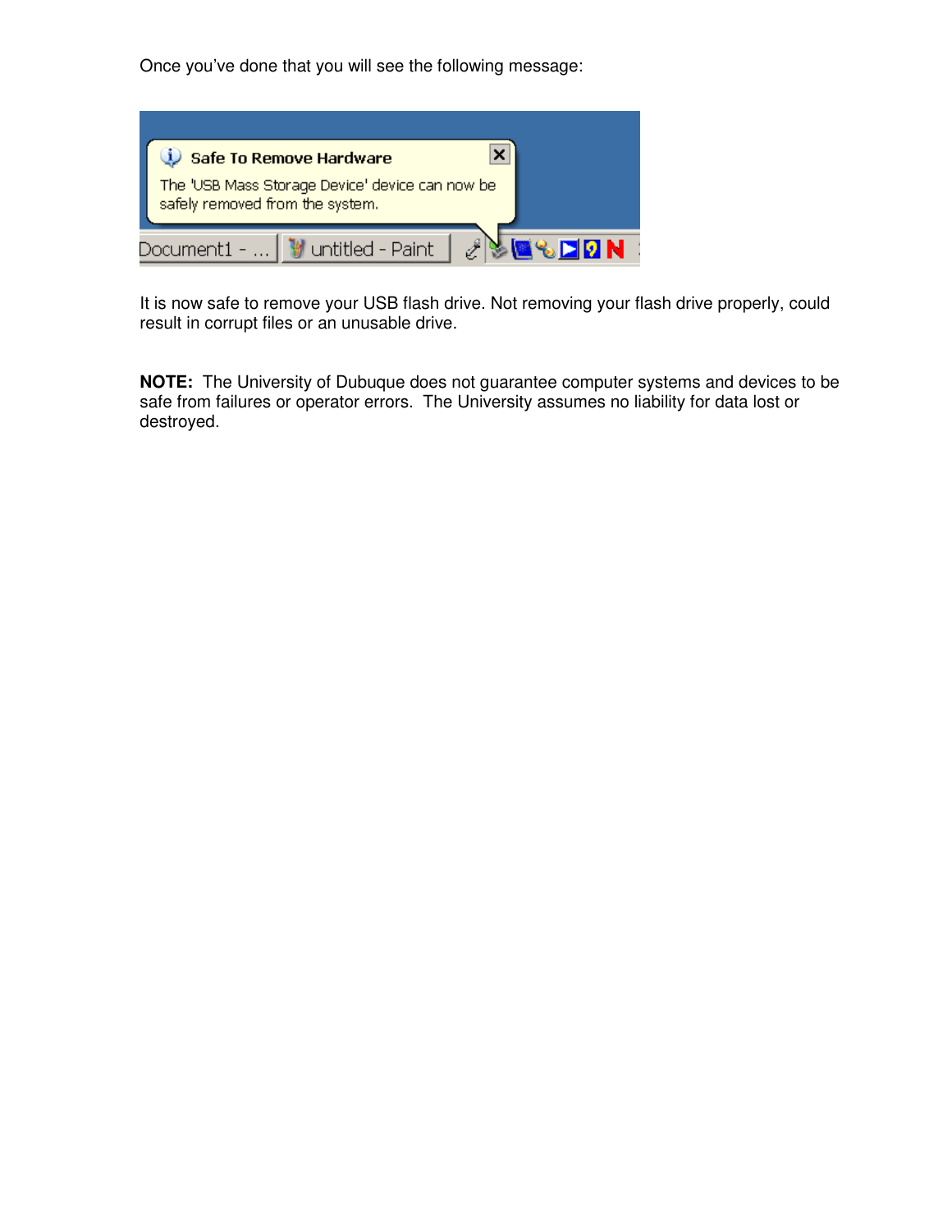Once you've done that you will see the following message:

It is now safe to remove your USB flash drive. Not removing your flash drive properly, could result in corrupt files or an unusable drive.

**NOTE:** The University of Dubuque does not guarantee computer systems and devices to be safe from failures or operator errors. The University assumes no liability for data lost or destroyed.